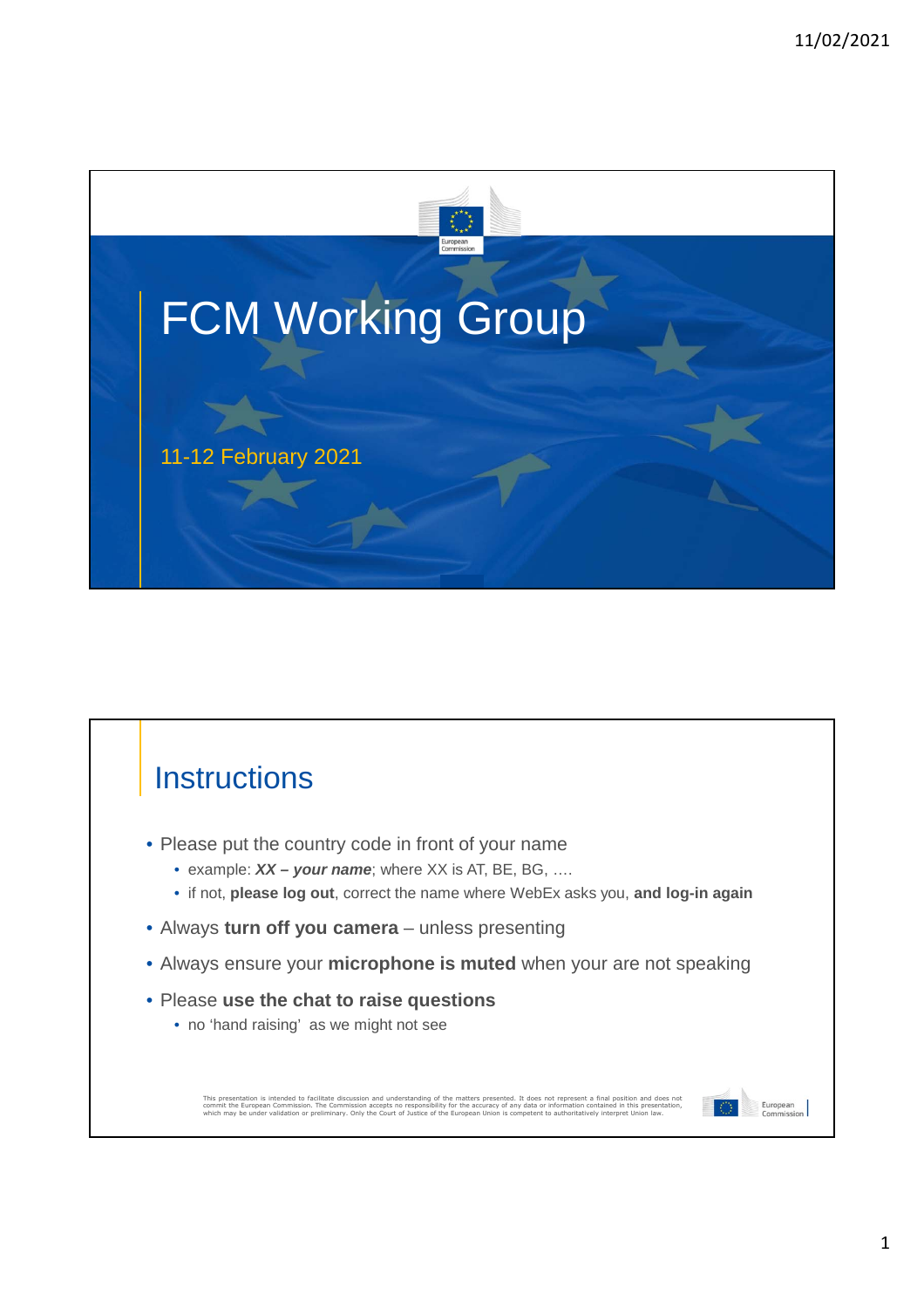# FCM Working Group

11-12 February 2021

## Instructions

- Please put the country code in front of your name
  - example: ***XX – your name***; where XX is AT, BE, BG, ….
  - if not, **please log out**, correct the name where WebEx asks you, **and log-in again**
- Always **turn off you camera** – unless presenting
- Always ensure your **microphone is muted** when your are not speaking
- Please **use the chat to raise questions**
  - no 'hand raising' as we might not see

This presentation is intended to facilitate discussion and understanding of the matters presented. It does not represent a final position and does not commit the European Commission. The Commission accepts no responsibility for the accuracy of any data or information contained in this presentation, which may be under validation or preliminary. Only the Court of Justice of the European Union is competent to authoritatively interpret Union law.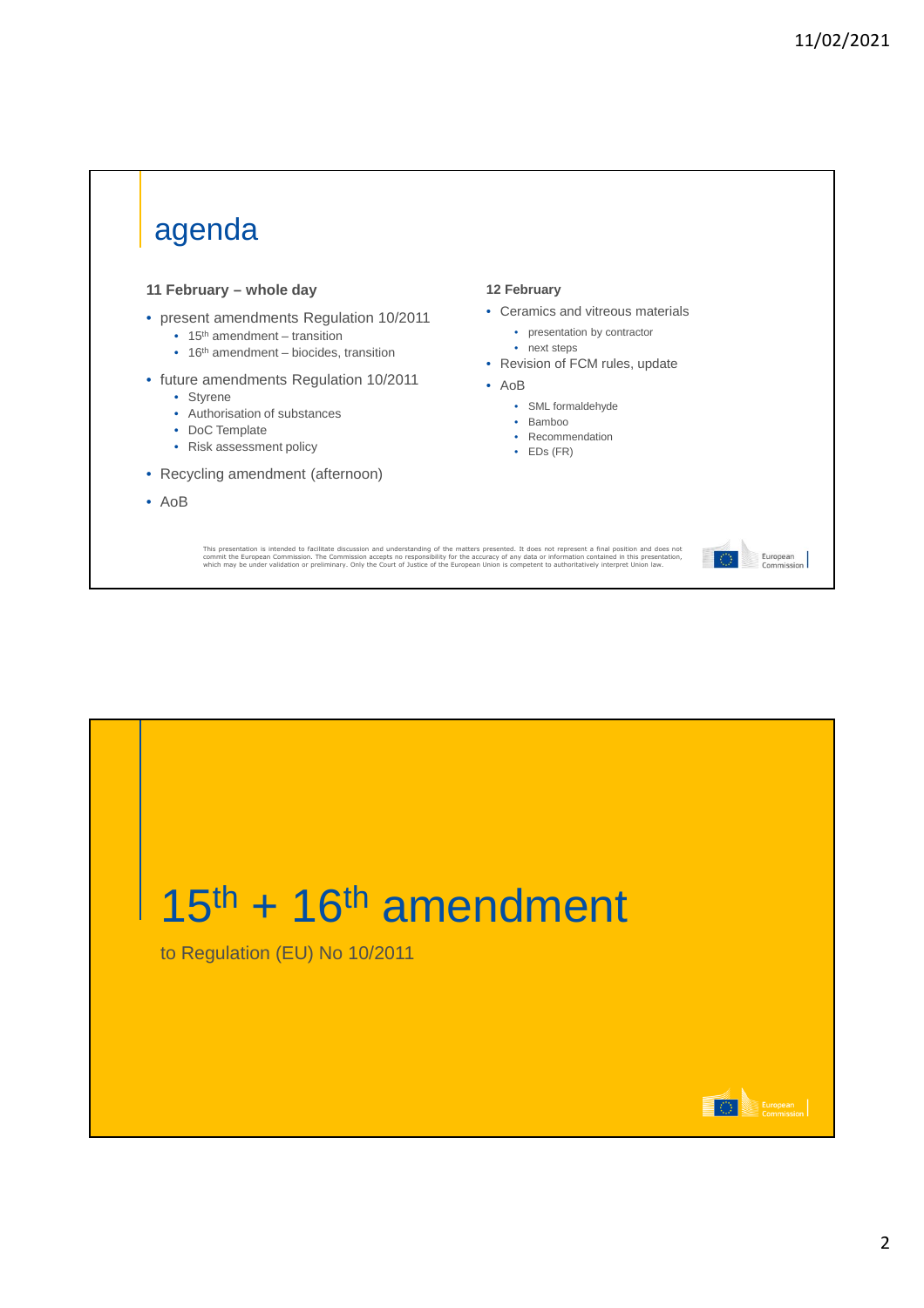# agenda

**11 February – whole day**

- present amendments Regulation 10/2011
  - 15th amendment – transition
  - 16th amendment – biocides, transition
- future amendments Regulation 10/2011
  - Styrene
  - Authorisation of substances
  - DoC Template
  - Risk assessment policy
- Recycling amendment (afternoon)
- AoB

**12 February**

- Ceramics and vitreous materials
  - presentation by contractor
  - next steps
- Revision of FCM rules, update
- AoB
  - SML formaldehyde
  - Bamboo
  - Recommendation
  - EDs (FR)

This presentation is intended to facilitate discussion and understanding of the matters presented. It does not represent a final position and does not commit the European Commission. The Commission accepts no responsibility for the accuracy of any data or information contained in this presentation, which may be under validation or preliminary. Only the Court of Justice of the European Union is competent to authoritatively interpret Union law.

European Commission

# 15th + 16th amendment

to Regulation (EU) No 10/2011

European Commission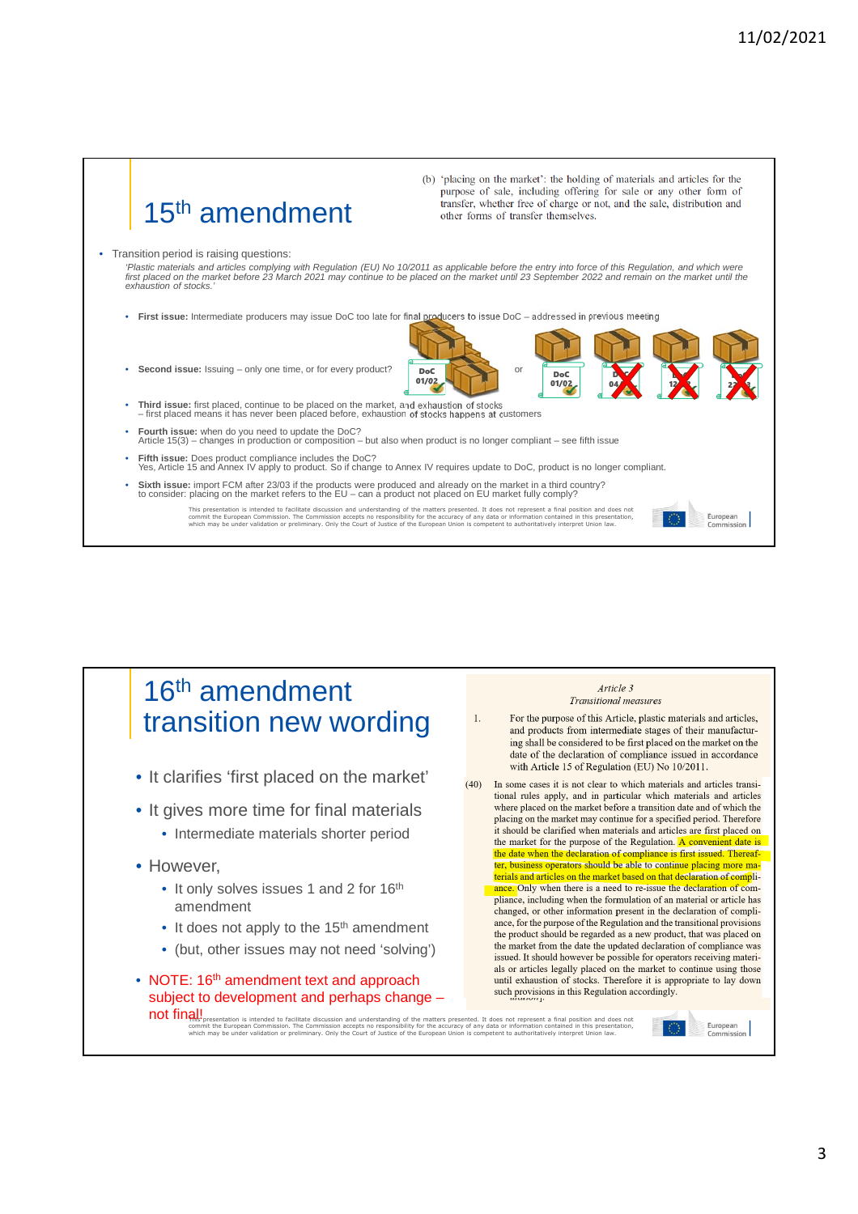## 15th amendment

(b) 'placing on the market': the holding of materials and articles for the purpose of sale, including offering for sale or any other form of transfer, whether free of charge or not, and the sale, distribution and other forms of transfer themselves.

- Transition period is raising questions:
  *'Plastic materials and articles complying with Regulation (EU) No 10/2011 as applicable before the entry into force of this Regulation, and which were first placed on the market before 23 March 2021 may continue to be placed on the market until 23 September 2022 and remain on the market until the exhaustion of stocks.'*

  - **First issue:** Intermediate producers may issue DoC too late for final producers to issue DoC – addressed in previous meeting
  - **Second issue:** Issuing – only one time, or for every product?
  - **Third issue:** first placed, continue to be placed on the market, and exhaustion of stocks
    – first placed means it has never been placed before, exhaustion of stocks happens at customers
  - **Fourth issue:** when do you need to update the DoC?
    Article 15(3) – changes in production or composition – but also when product is no longer compliant – see fifth issue
  - **Fifth issue:** Does product compliance includes the DoC?
    Yes, Article 15 and Annex IV apply to product. So if change to Annex IV requires update to DoC, product is no longer compliant.
  - **Sixth issue:** import FCM after 23/03 if the products were produced and already on the market in a third country?
    to consider: placing on the market refers to the EU – can a product not placed on EU market fully comply?

This presentation is intended to facilitate discussion and understanding of the matters presented. It does not represent a final position and does not commit the European Commission. The Commission accepts no responsibility for the accuracy of any data or information contained in this presentation, which may be under validation or preliminary. Only the Court of Justice of the European Union is competent to authoritatively interpret Union law.

## 16th amendment transition new wording

- It clarifies 'first placed on the market'
- It gives more time for final materials
  - Intermediate materials shorter period
- However,
  - It only solves issues 1 and 2 for 16th amendment
  - It does not apply to the 15th amendment
  - (but, other issues may not need 'solving')
- NOTE: 16th amendment text and approach subject to development and perhaps change – not final!

*Article 3*
*Transitional measures*

1. For the purpose of this Article, plastic materials and articles, and products from intermediate stages of their manufacturing shall be considered to be first placed on the market on the date of the declaration of compliance issued in accordance with Article 15 of Regulation (EU) No 10/2011.

(40) In some cases it is not clear to which materials and articles transitional rules apply, and in particular which materials and articles where placed on the market before a transition date and of which the placing on the market may continue for a specified period. Therefore it should be clarified when materials and articles are first placed on the market for the purpose of the Regulation. A convenient date is the date when the declaration of compliance is first issued. Thereafter, business operators should be able to continue placing more materials and articles on the market based on that declaration of compliance. Only when there is a need to re-issue the declaration of compliance, including when the formulation of an material or article has changed, or other information present in the declaration of compliance, for the purpose of the Regulation and the transitional provisions the product should be regarded as a new product, that was placed on the market from the date the updated declaration of compliance was issued. It should however be possible for operators receiving materials or articles legally placed on the market to continue using those until exhaustion of stocks. Therefore it is appropriate to lay down such provisions in this Regulation accordingly.

This presentation is intended to facilitate discussion and understanding of the matters presented. It does not represent a final position and does not commit the European Commission. The Commission accepts no responsibility for the accuracy of any data or information contained in this presentation, which may be under validation or preliminary. Only the Court of Justice of the European Union is competent to authoritatively interpret Union law.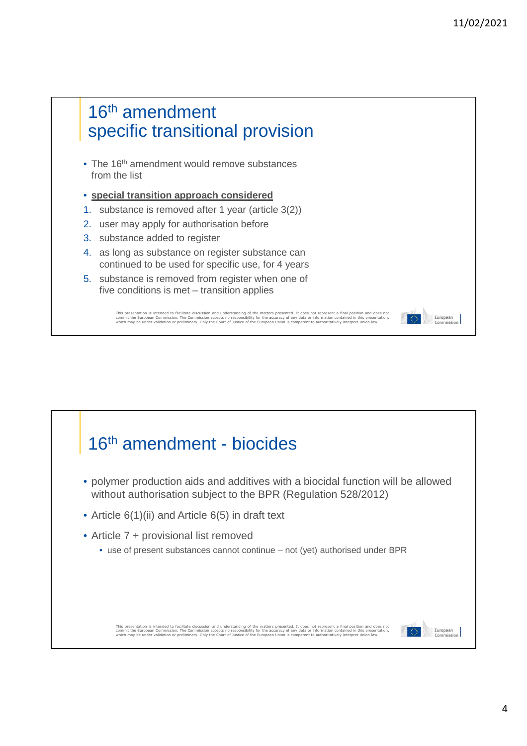## 16th amendment specific transitional provision

- The 16th amendment would remove substances from the list
- **special transition approach considered**

1. substance is removed after 1 year (article 3(2))
2. user may apply for authorisation before
3. substance added to register
4. as long as substance on register substance can continued to be used for specific use, for 4 years
5. substance is removed from register when one of five conditions is met – transition applies

This presentation is intended to facilitate discussion and understanding of the matters presented. It does not represent a final position and does not commit the European Commission. The Commission accepts no responsibility for the accuracy of any data or information contained in this presentation, which may be under validation or preliminary. Only the Court of Justice of the European Union is competent to authoritatively interpret Union law.

## 16th amendment - biocides

- polymer production aids and additives with a biocidal function will be allowed without authorisation subject to the BPR (Regulation 528/2012)
- Article 6(1)(ii) and Article 6(5) in draft text
- Article 7 + provisional list removed
  - use of present substances cannot continue – not (yet) authorised under BPR

This presentation is intended to facilitate discussion and understanding of the matters presented. It does not represent a final position and does not commit the European Commission. The Commission accepts no responsibility for the accuracy of any data or information contained in this presentation, which may be under validation or preliminary. Only the Court of Justice of the European Union is competent to authoritatively interpret Union law.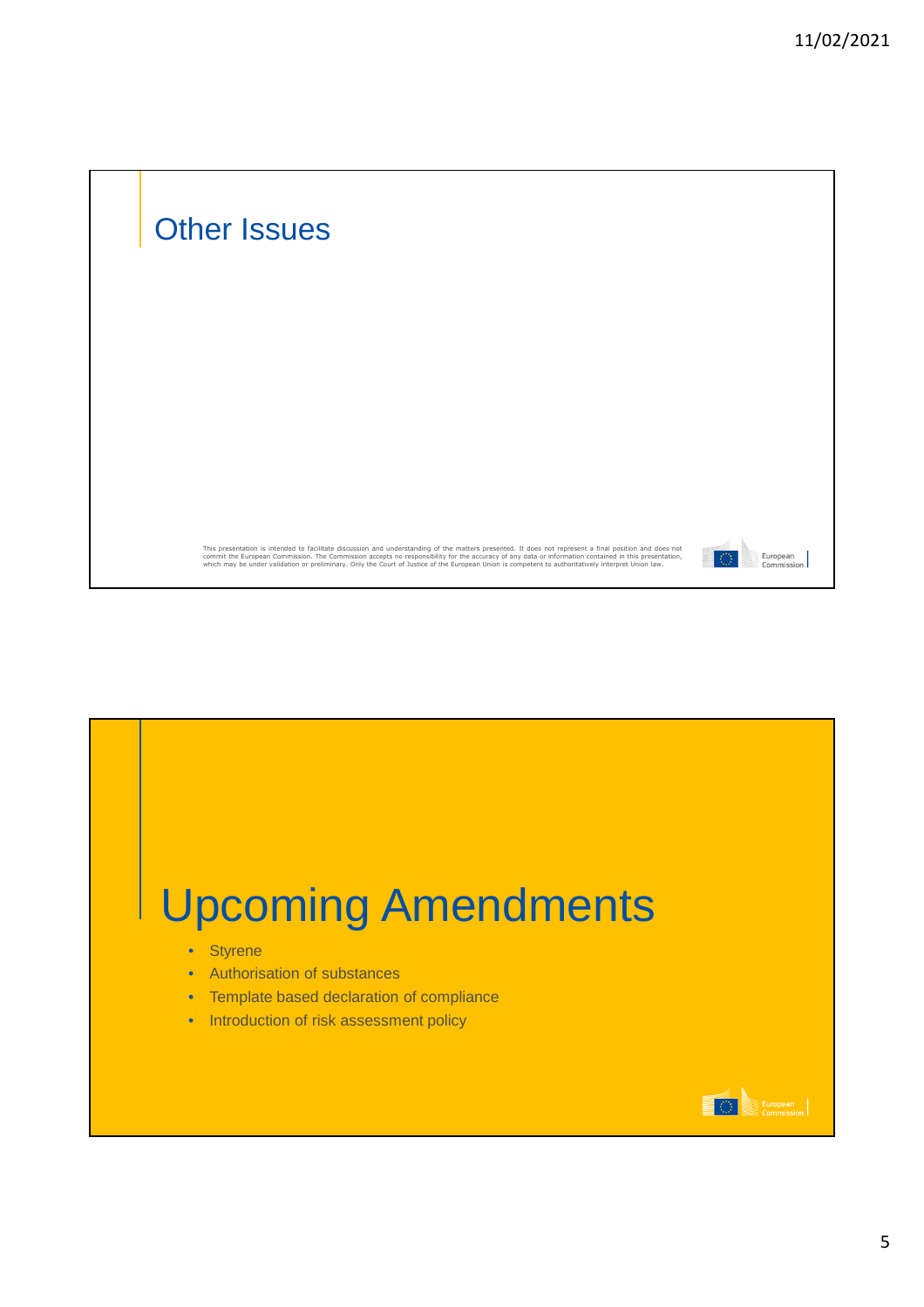## Other Issues

This presentation is intended to facilitate discussion and understanding of the matters presented. It does not represent a final position and does not commit the European Commission. The Commission accepts no responsibility for the accuracy of any data or information contained in this presentation, which may be under validation or preliminary. Only the Court of Justice of the European Union is competent to authoritatively interpret Union law.

# Upcoming Amendments

- Styrene
- Authorisation of substances
- Template based declaration of compliance
- Introduction of risk assessment policy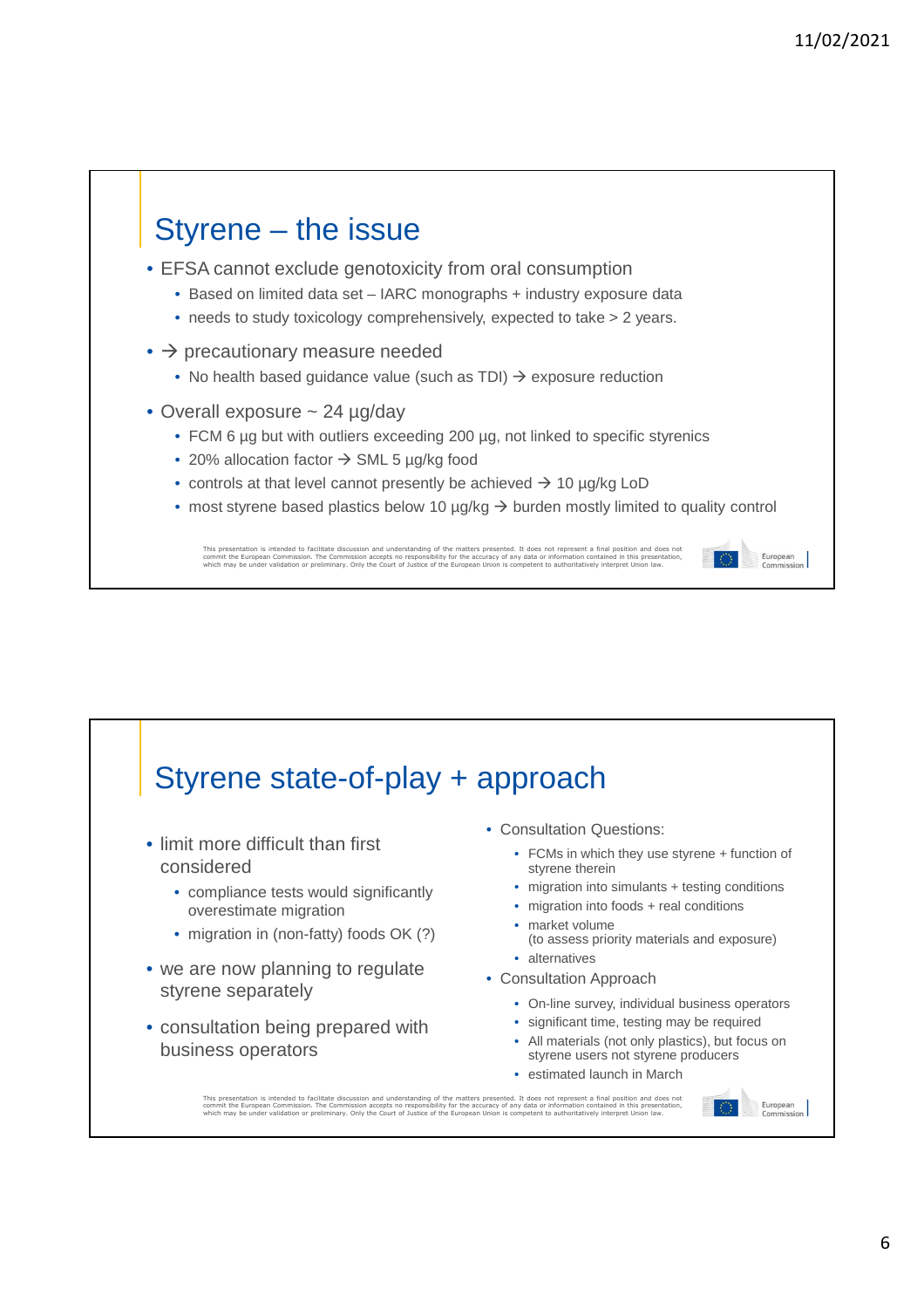## Styrene – the issue

- EFSA cannot exclude genotoxicity from oral consumption
  - Based on limited data set – IARC monographs + industry exposure data
  - needs to study toxicology comprehensively, expected to take > 2 years.
- → precautionary measure needed
  - No health based guidance value (such as TDI) → exposure reduction
- Overall exposure ~ 24 µg/day
  - FCM 6 µg but with outliers exceeding 200 µg, not linked to specific styrenics
  - 20% allocation factor → SML 5 µg/kg food
  - controls at that level cannot presently be achieved → 10 µg/kg LoD
  - most styrene based plastics below 10 µg/kg → burden mostly limited to quality control

This presentation is intended to facilitate discussion and understanding of the matters presented. It does not represent a final position and does not commit the European Commission. The Commission accepts no responsibility for the accuracy of any data or information contained in this presentation, which may be under validation or preliminary. Only the Court of Justice of the European Union is competent to authoritatively interpret Union law.

European Commission

## Styrene state-of-play + approach

- limit more difficult than first considered
  - compliance tests would significantly overestimate migration
  - migration in (non-fatty) foods OK (?)
- we are now planning to regulate styrene separately
- consultation being prepared with business operators

- Consultation Questions:
  - FCMs in which they use styrene + function of styrene therein
  - migration into simulants + testing conditions
  - migration into foods + real conditions
  - market volume
    (to assess priority materials and exposure)
  - alternatives
- Consultation Approach
  - On-line survey, individual business operators
  - significant time, testing may be required
  - All materials (not only plastics), but focus on styrene users not styrene producers
  - estimated launch in March

This presentation is intended to facilitate discussion and understanding of the matters presented. It does not represent a final position and does not commit the European Commission. The Commission accepts no responsibility for the accuracy of any data or information contained in this presentation, which may be under validation or preliminary. Only the Court of Justice of the European Union is competent to authoritatively interpret Union law.

European Commission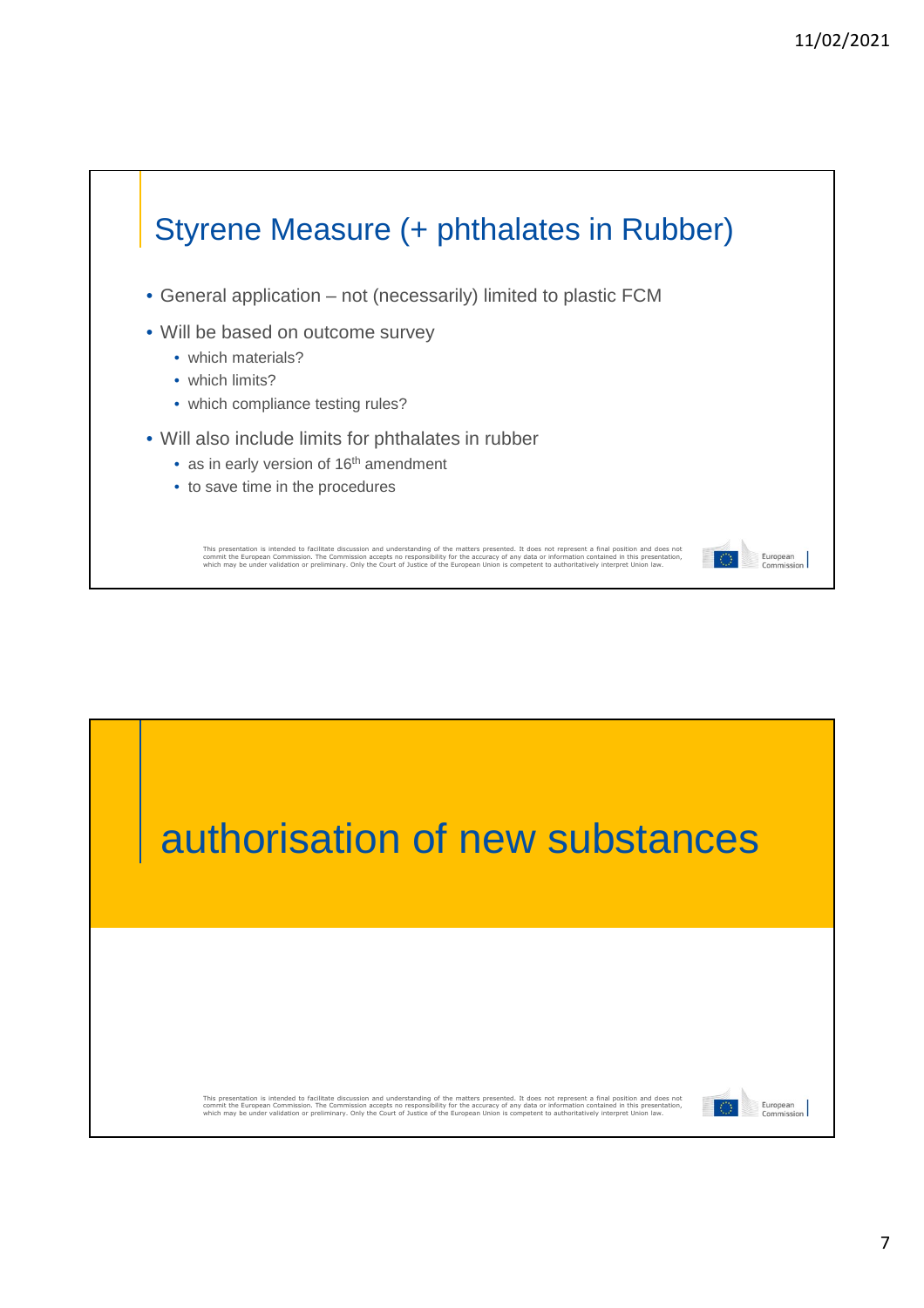## Styrene Measure (+ phthalates in Rubber)

- General application – not (necessarily) limited to plastic FCM
- Will be based on outcome survey
  - which materials?
  - which limits?
  - which compliance testing rules?
- Will also include limits for phthalates in rubber
  - as in early version of 16th amendment
  - to save time in the procedures

This presentation is intended to facilitate discussion and understanding of the matters presented. It does not represent a final position and does not commit the European Commission. The Commission accepts no responsibility for the accuracy of any data or information contained in this presentation, which may be under validation or preliminary. Only the Court of Justice of the European Union is competent to authoritatively interpret Union law.

## authorisation of new substances

This presentation is intended to facilitate discussion and understanding of the matters presented. It does not represent a final position and does not commit the European Commission. The Commission accepts no responsibility for the accuracy of any data or information contained in this presentation, which may be under validation or preliminary. Only the Court of Justice of the European Union is competent to authoritatively interpret Union law.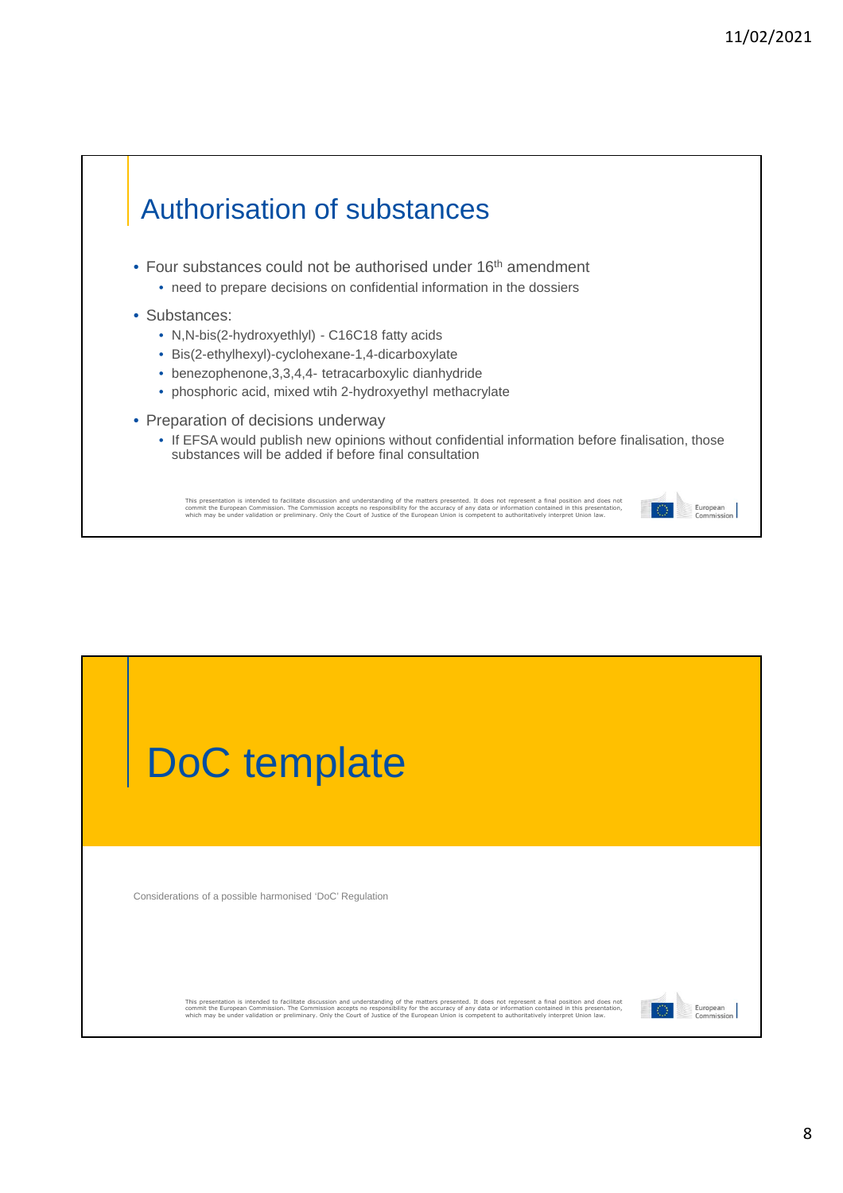## Authorisation of substances

- Four substances could not be authorised under 16th amendment
  - need to prepare decisions on confidential information in the dossiers
- Substances:
  - N,N-bis(2-hydroxyethlyl) - C16C18 fatty acids
  - Bis(2-ethylhexyl)-cyclohexane-1,4-dicarboxylate
  - benezophenone,3,3,4,4- tetracarboxylic dianhydride
  - phosphoric acid, mixed wtih 2-hydroxyethyl methacrylate
- Preparation of decisions underway
  - If EFSA would publish new opinions without confidential information before finalisation, those substances will be added if before final consultation

This presentation is intended to facilitate discussion and understanding of the matters presented. It does not represent a final position and does not commit the European Commission. The Commission accepts no responsibility for the accuracy of any data or information contained in this presentation, which may be under validation or preliminary. Only the Court of Justice of the European Union is competent to authoritatively interpret Union law.

## DoC template

Considerations of a possible harmonised 'DoC' Regulation

This presentation is intended to facilitate discussion and understanding of the matters presented. It does not represent a final position and does not commit the European Commission. The Commission accepts no responsibility for the accuracy of any data or information contained in this presentation, which may be under validation or preliminary. Only the Court of Justice of the European Union is competent to authoritatively interpret Union law.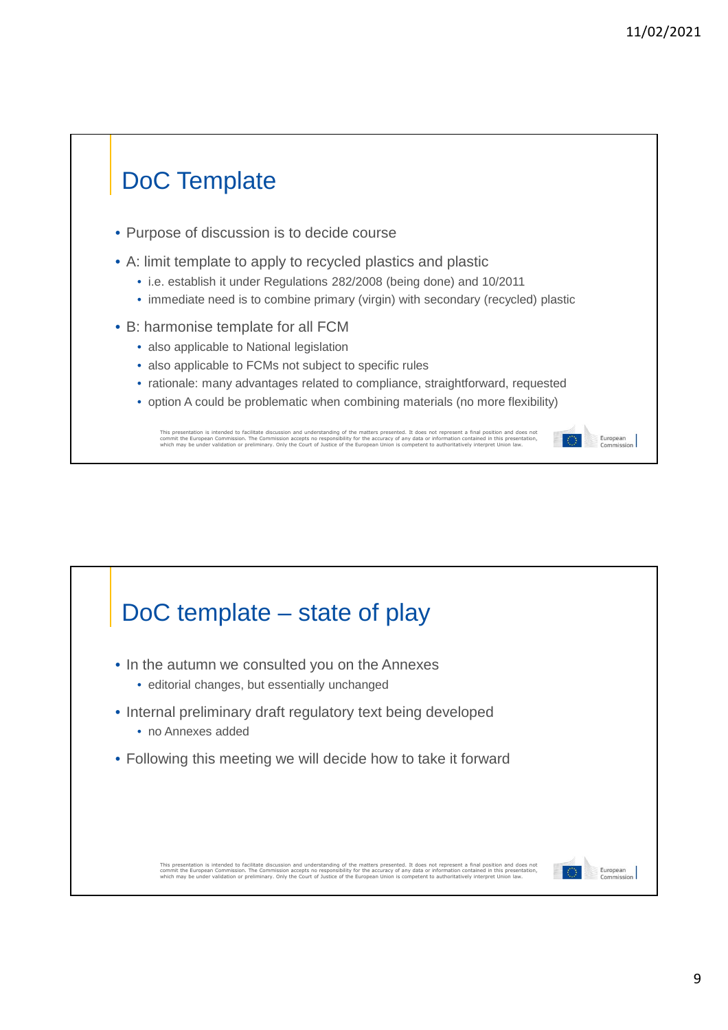## DoC Template

- Purpose of discussion is to decide course
- A: limit template to apply to recycled plastics and plastic
  - i.e. establish it under Regulations 282/2008 (being done) and 10/2011
  - immediate need is to combine primary (virgin) with secondary (recycled) plastic
- B: harmonise template for all FCM
  - also applicable to National legislation
  - also applicable to FCMs not subject to specific rules
  - rationale: many advantages related to compliance, straightforward, requested
  - option A could be problematic when combining materials (no more flexibility)

This presentation is intended to facilitate discussion and understanding of the matters presented. It does not represent a final position and does not commit the European Commission. The Commission accepts no responsibility for the accuracy of any data or information contained in this presentation, which may be under validation or preliminary. Only the Court of Justice of the European Union is competent to authoritatively interpret Union law.

European Commission

## DoC template – state of play

- In the autumn we consulted you on the Annexes
  - editorial changes, but essentially unchanged
- Internal preliminary draft regulatory text being developed
  - no Annexes added
- Following this meeting we will decide how to take it forward

This presentation is intended to facilitate discussion and understanding of the matters presented. It does not represent a final position and does not commit the European Commission. The Commission accepts no responsibility for the accuracy of any data or information contained in this presentation, which may be under validation or preliminary. Only the Court of Justice of the European Union is competent to authoritatively interpret Union law.

European Commission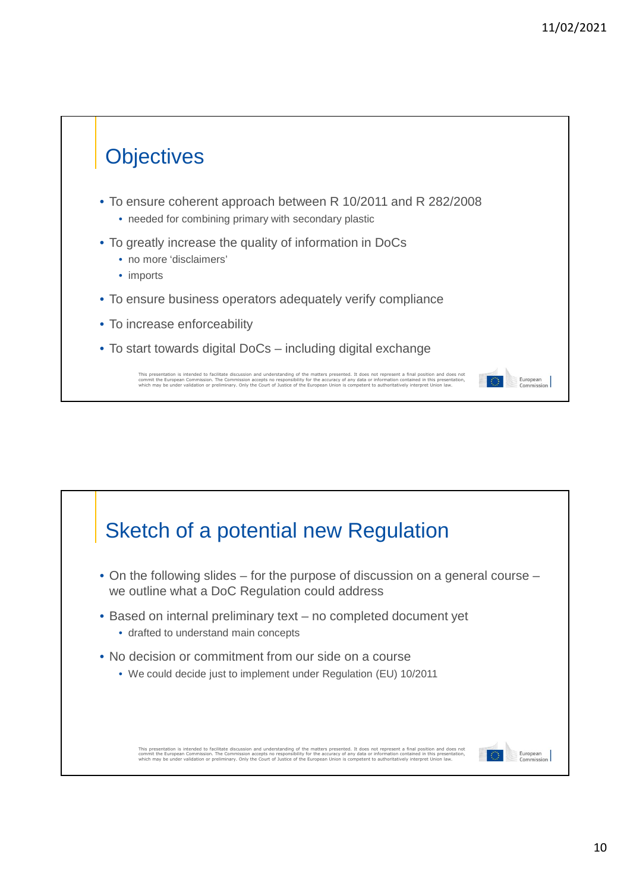## Objectives

- To ensure coherent approach between R 10/2011 and R 282/2008
  - needed for combining primary with secondary plastic
- To greatly increase the quality of information in DoCs
  - no more 'disclaimers'
  - imports
- To ensure business operators adequately verify compliance
- To increase enforceability
- To start towards digital DoCs – including digital exchange

This presentation is intended to facilitate discussion and understanding of the matters presented. It does not represent a final position and does not commit the European Commission. The Commission accepts no responsibility for the accuracy of any data or information contained in this presentation, which may be under validation or preliminary. Only the Court of Justice of the European Union is competent to authoritatively interpret Union law.

## Sketch of a potential new Regulation

- On the following slides – for the purpose of discussion on a general course – we outline what a DoC Regulation could address
- Based on internal preliminary text – no completed document yet
  - drafted to understand main concepts
- No decision or commitment from our side on a course
  - We could decide just to implement under Regulation (EU) 10/2011

This presentation is intended to facilitate discussion and understanding of the matters presented. It does not represent a final position and does not commit the European Commission. The Commission accepts no responsibility for the accuracy of any data or information contained in this presentation, which may be under validation or preliminary. Only the Court of Justice of the European Union is competent to authoritatively interpret Union law.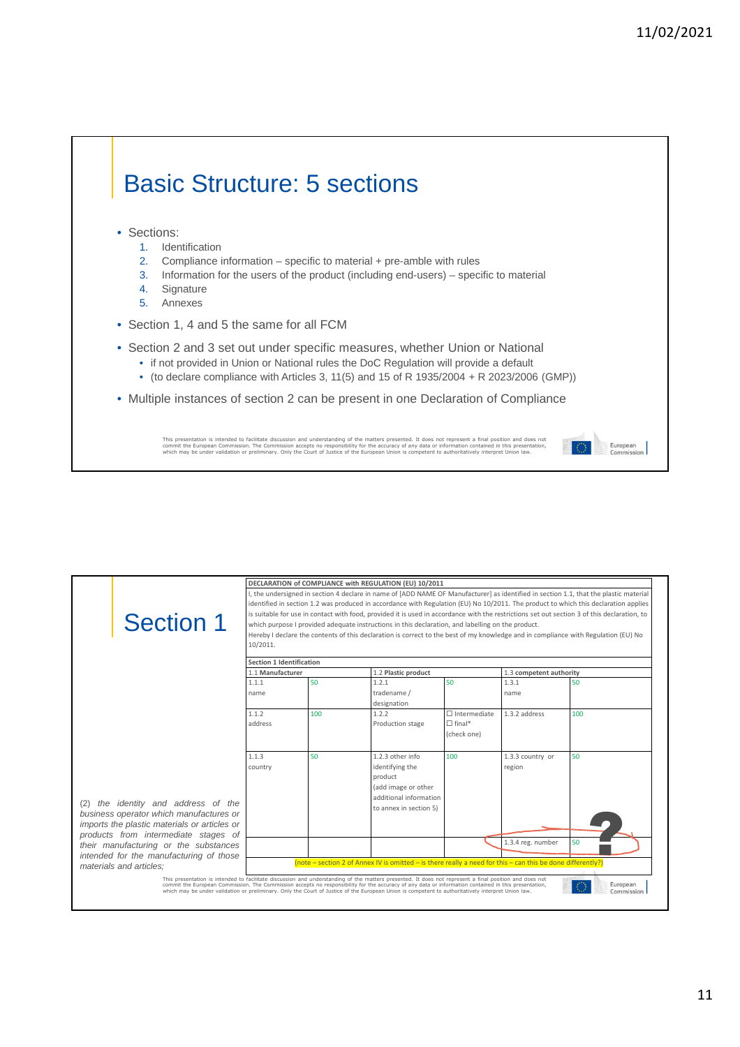# Basic Structure: 5 sections

- Sections:
  1. Identification
  2. Compliance information – specific to material + pre-amble with rules
  3. Information for the users of the product (including end-users) – specific to material
  4. Signature
  5. Annexes
- Section 1, 4 and 5 the same for all FCM
- Section 2 and 3 set out under specific measures, whether Union or National
  - if not provided in Union or National rules the DoC Regulation will provide a default
  - (to declare compliance with Articles 3, 11(5) and 15 of R 1935/2004 + R 2023/2006 (GMP))
- Multiple instances of section 2 can be present in one Declaration of Compliance

This presentation is intended to facilitate discussion and understanding of the matters presented. It does not represent a final position and does not commit the European Commission. The Commission accepts no responsibility for the accuracy of any data or information contained in this presentation, which may be under validation or preliminary. Only the Court of Justice of the European Union is competent to authoritatively interpret Union law.

# Section 1

**DECLARATION of COMPLIANCE with REGULATION (EU) 10/2011**

I, the undersigned in section 4 declare in name of [ADD NAME OF Manufacturer] as identified in section 1.1, that the plastic material identified in section 1.2 was produced in accordance with Regulation (EU) No 10/2011. The product to which this declaration applies is suitable for use in contact with food, provided it is used in accordance with the restrictions set out section 3 of this declaration, to which purpose I provided adequate instructions in this declaration, and labelling on the product.

Hereby I declare the contents of this declaration is correct to the best of my knowledge and in compliance with Regulation (EU) No 10/2011.

**Section 1 Identification**

| **1.1 Manufacturer** | | **1.2 Plastic product** | | **1.3 competent authority** | |
|---|---|---|---|---|---|
| 1.1.1 name | 50 | 1.2.1 tradename / designation | 50 | 1.3.1 name | 50 |
| 1.1.2 address | 100 | 1.2.2 Production stage | ☐ Intermediate ☐ final* (check one) | 1.3.2 address | 100 |
| 1.1.3 country | 50 | 1.2.3 other info identifying the product (add image or other additional information to annex in section 5) | 100 | 1.3.3 country or region | 50 |
| | | | | 1.3.4 reg. number | 50 |

(note – section 2 of Annex IV is omitted – is there really a need for this – can this be done differently?)

*(2) the identity and address of the business operator which manufactures or imports the plastic materials or articles or products from intermediate stages of their manufacturing or the substances intended for the manufacturing of those materials and articles;*

This presentation is intended to facilitate discussion and understanding of the matters presented. It does not represent a final position and does not commit the European Commission. The Commission accepts no responsibility for the accuracy of any data or information contained in this presentation, which may be under validation or preliminary. Only the Court of Justice of the European Union is competent to authoritatively interpret Union law.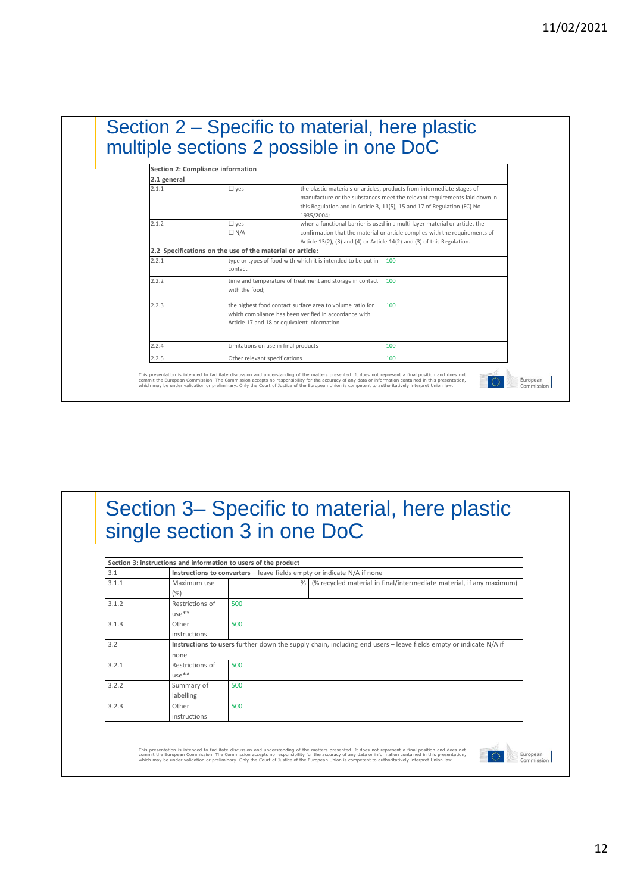## Section 2 – Specific to material, here plastic multiple sections 2 possible in one DoC

| Section 2: Compliance information | | |
|---|---|---|
| **2.1 general** | | |
| 2.1.1 | ☐ yes | the plastic materials or articles, products from intermediate stages of manufacture or the substances meet the relevant requirements laid down in this Regulation and in Article 3, 11(5), 15 and 17 of Regulation (EC) No 1935/2004; |
| 2.1.2 | ☐ yes ☐ N/A | when a functional barrier is used in a multi-layer material or article, the confirmation that the material or article complies with the requirements of Article 13(2), (3) and (4) or Article 14(2) and (3) of this Regulation. |
| **2.2 Specifications on the use of the material or article:** | | |
| 2.2.1 | type or types of food with which it is intended to be put in contact | 100 |
| 2.2.2 | time and temperature of treatment and storage in contact with the food; | 100 |
| 2.2.3 | the highest food contact surface area to volume ratio for which compliance has been verified in accordance with Article 17 and 18 or equivalent information | 100 |
| 2.2.4 | Limitations on use in final products | 100 |
| 2.2.5 | Other relevant specifications | 100 |

This presentation is intended to facilitate discussion and understanding of the matters presented. It does not represent a final position and does not commit the European Commission. The Commission accepts no responsibility for the accuracy of any data or information contained in this presentation, which may be under validation or preliminary. Only the Court of Justice of the European Union is competent to authoritatively interpret Union law.

## Section 3– Specific to material, here plastic single section 3 in one DoC

| Section 3: instructions and information to users of the product | | | |
|---|---|---|---|
| 3.1 | **Instructions to converters** – leave fields empty or indicate N/A if none | | |
| 3.1.1 | Maximum use (%) | % | (% recycled material in final/intermediate material, if any maximum) |
| 3.1.2 | Restrictions of use** | 500 | |
| 3.1.3 | Other instructions | 500 | |
| 3.2 | **Instructions to users** further down the supply chain, including end users – leave fields empty or indicate N/A if none | | |
| 3.2.1 | Restrictions of use** | 500 | |
| 3.2.2 | Summary of labelling | 500 | |
| 3.2.3 | Other instructions | 500 | |

This presentation is intended to facilitate discussion and understanding of the matters presented. It does not represent a final position and does not commit the European Commission. The Commission accepts no responsibility for the accuracy of any data or information contained in this presentation, which may be under validation or preliminary. Only the Court of Justice of the European Union is competent to authoritatively interpret Union law.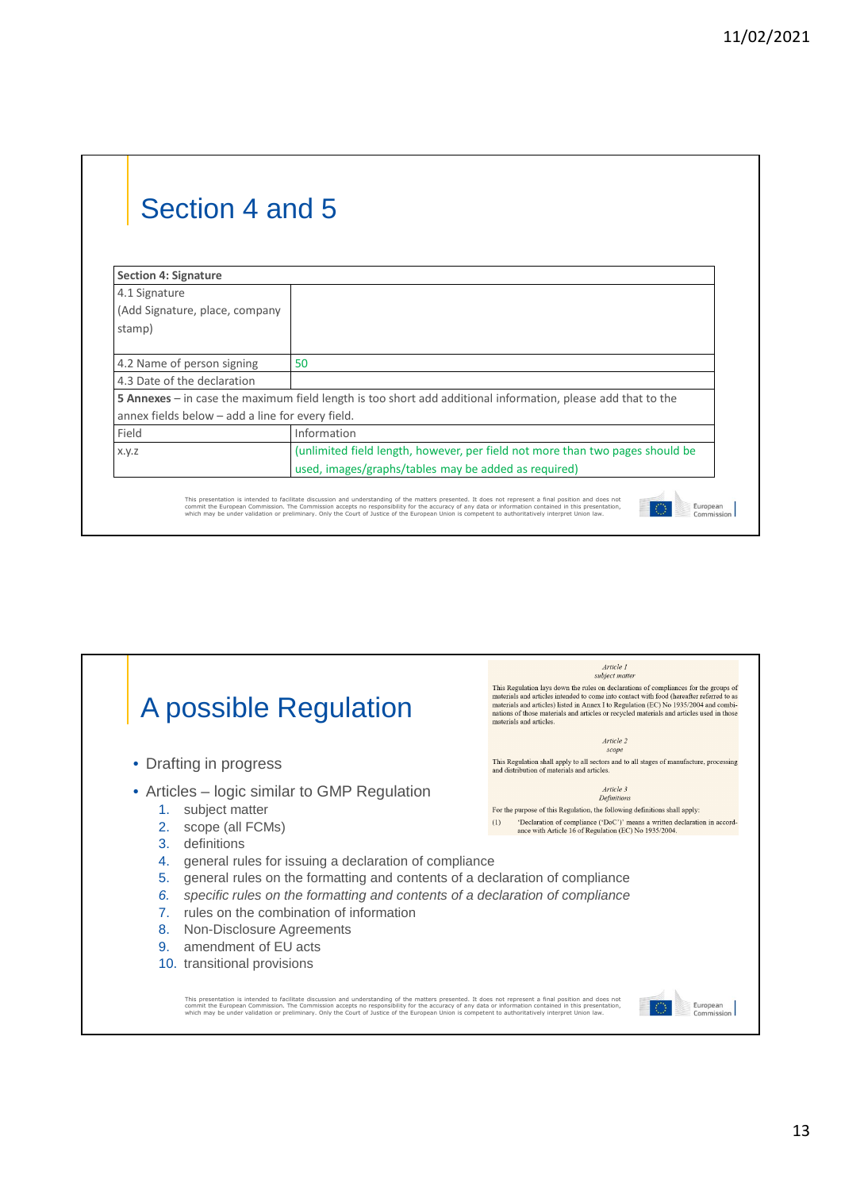## Section 4 and 5

| Section 4: Signature | |
|---|---|
| 4.1 Signature (Add Signature, place, company stamp) | |
| 4.2 Name of person signing | 50 |
| 4.3 Date of the declaration | |
| **5 Annexes** – in case the maximum field length is too short add additional information, please add that to the annex fields below – add a line for every field. | |
| Field | Information |
| x.y.z | (unlimited field length, however, per field not more than two pages should be used, images/graphs/tables may be added as required) |

This presentation is intended to facilitate discussion and understanding of the matters presented. It does not represent a final position and does not commit the European Commission. The Commission accepts no responsibility for the accuracy of any data or information contained in this presentation, which may be under validation or preliminary. Only the Court of Justice of the European Union is competent to authoritatively interpret Union law.

## A possible Regulation

*Article 1*
*subject matter*

This Regulation lays down the rules on declarations of compliances for the groups of materials and articles intended to come into contact with food (hereafter referred to as materials and articles) listed in Annex I to Regulation (EC) No 1935/2004 and combinations of those materials and articles or recycled materials and articles used in those materials and articles.

*Article 2*
*scope*

This Regulation shall apply to all sectors and to all stages of manufacture, processing and distribution of materials and articles.

*Article 3*
*Definitions*

For the purpose of this Regulation, the following definitions shall apply:

(1) 'Declaration of compliance ('DoC')' means a written declaration in accordance with Article 16 of Regulation (EC) No 1935/2004.

- Drafting in progress
- Articles – logic similar to GMP Regulation
  1. subject matter
  2. scope (all FCMs)
  3. definitions
  4. general rules for issuing a declaration of compliance
  5. general rules on the formatting and contents of a declaration of compliance
  6. *specific rules on the formatting and contents of a declaration of compliance*
  7. rules on the combination of information
  8. Non-Disclosure Agreements
  9. amendment of EU acts
  10. transitional provisions

This presentation is intended to facilitate discussion and understanding of the matters presented. It does not represent a final position and does not commit the European Commission. The Commission accepts no responsibility for the accuracy of any data or information contained in this presentation, which may be under validation or preliminary. Only the Court of Justice of the European Union is competent to authoritatively interpret Union law.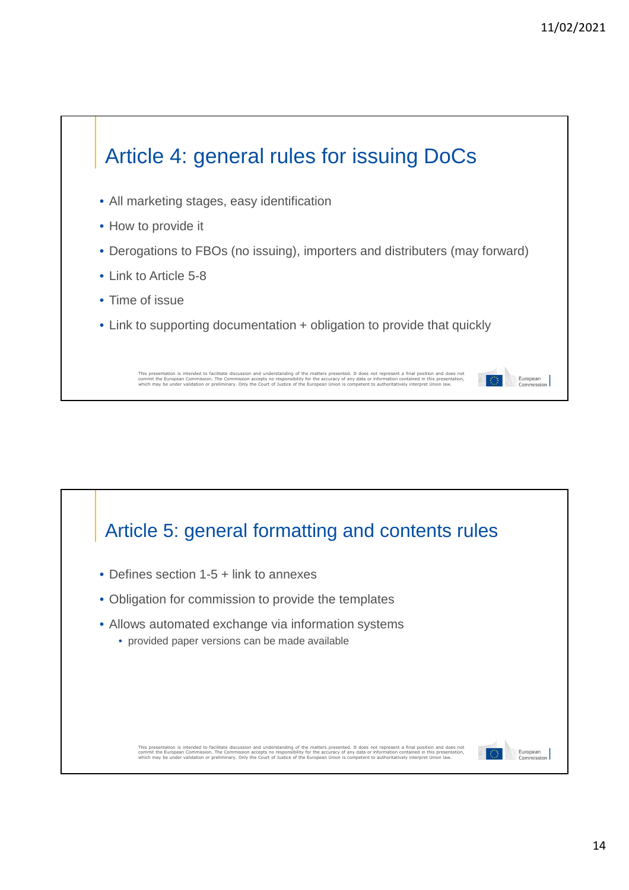## Article 4: general rules for issuing DoCs

- All marketing stages, easy identification
- How to provide it
- Derogations to FBOs (no issuing), importers and distributers (may forward)
- Link to Article 5-8
- Time of issue
- Link to supporting documentation + obligation to provide that quickly

This presentation is intended to facilitate discussion and understanding of the matters presented. It does not represent a final position and does not commit the European Commission. The Commission accepts no responsibility for the accuracy of any data or information contained in this presentation, which may be under validation or preliminary. Only the Court of Justice of the European Union is competent to authoritatively interpret Union law.

## Article 5: general formatting and contents rules

- Defines section 1-5 + link to annexes
- Obligation for commission to provide the templates
- Allows automated exchange via information systems
  - provided paper versions can be made available

This presentation is intended to facilitate discussion and understanding of the matters presented. It does not represent a final position and does not commit the European Commission. The Commission accepts no responsibility for the accuracy of any data or information contained in this presentation, which may be under validation or preliminary. Only the Court of Justice of the European Union is competent to authoritatively interpret Union law.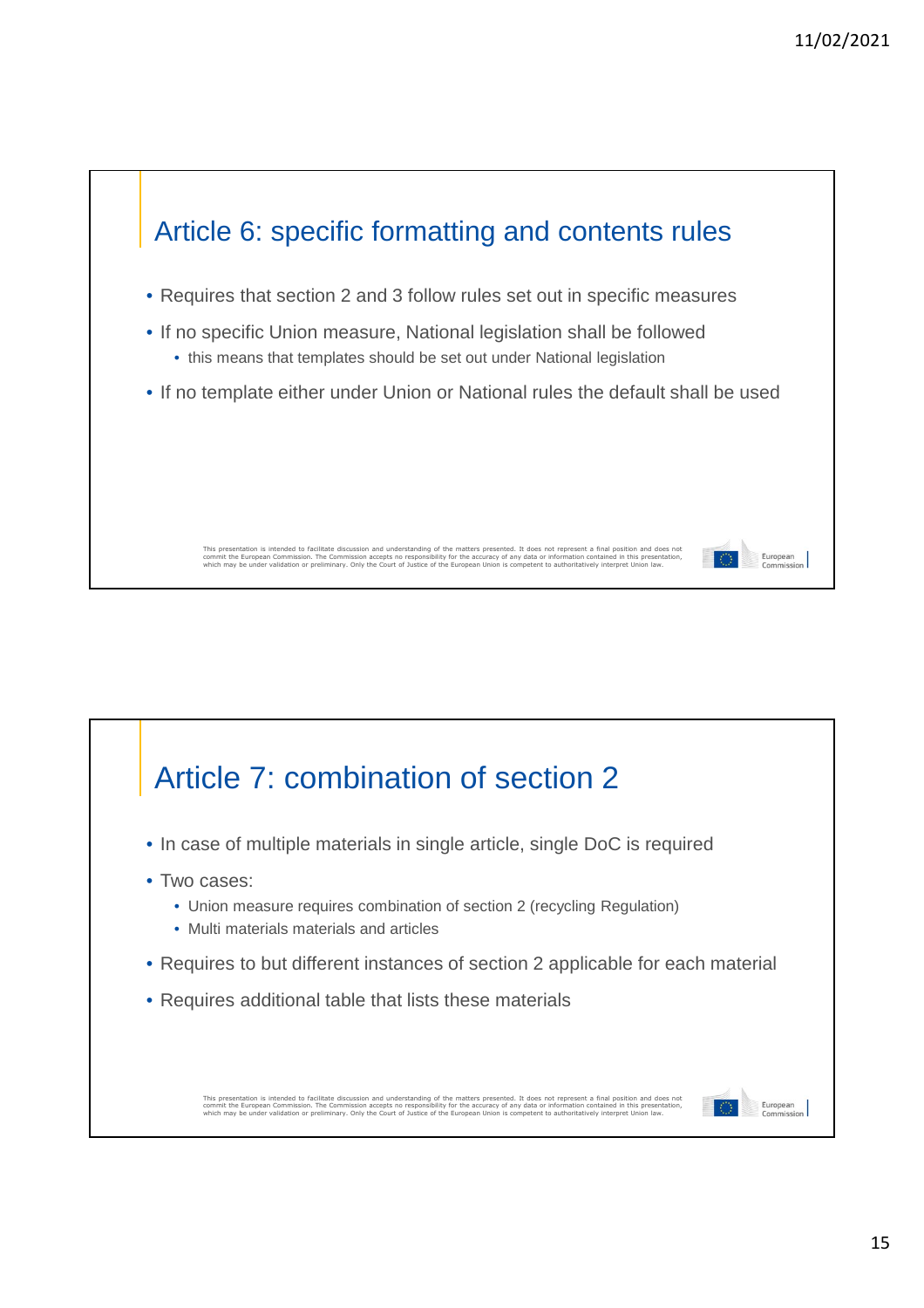## Article 6: specific formatting and contents rules

- Requires that section 2 and 3 follow rules set out in specific measures
- If no specific Union measure, National legislation shall be followed
  - this means that templates should be set out under National legislation
- If no template either under Union or National rules the default shall be used

This presentation is intended to facilitate discussion and understanding of the matters presented. It does not represent a final position and does not commit the European Commission. The Commission accepts no responsibility for the accuracy of any data or information contained in this presentation, which may be under validation or preliminary. Only the Court of Justice of the European Union is competent to authoritatively interpret Union law.

## Article 7: combination of section 2

- In case of multiple materials in single article, single DoC is required
- Two cases:
  - Union measure requires combination of section 2 (recycling Regulation)
  - Multi materials materials and articles
- Requires to but different instances of section 2 applicable for each material
- Requires additional table that lists these materials

This presentation is intended to facilitate discussion and understanding of the matters presented. It does not represent a final position and does not commit the European Commission. The Commission accepts no responsibility for the accuracy of any data or information contained in this presentation, which may be under validation or preliminary. Only the Court of Justice of the European Union is competent to authoritatively interpret Union law.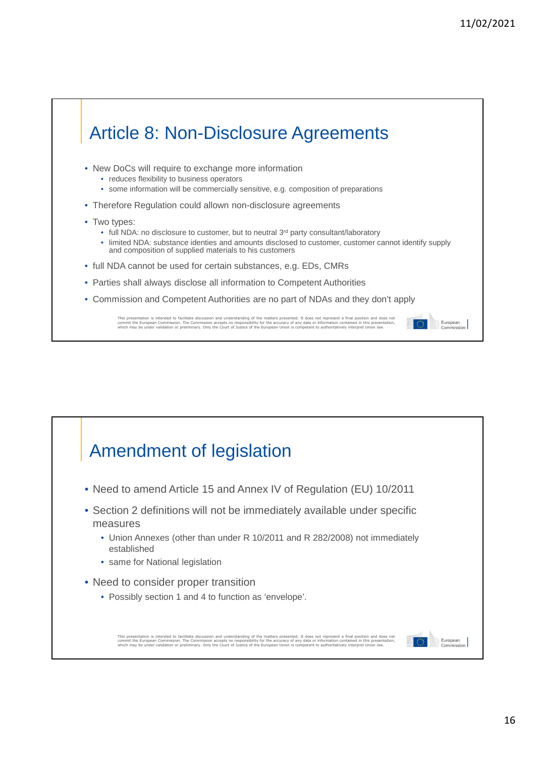## Article 8: Non-Disclosure Agreements

- New DoCs will require to exchange more information
  - reduces flexibility to business operators
  - some information will be commercially sensitive, e.g. composition of preparations
- Therefore Regulation could allown non-disclosure agreements
- Two types:
  - full NDA: no disclosure to customer, but to neutral 3rd party consultant/laboratory
  - limited NDA: substance identies and amounts disclosed to customer, customer cannot identify supply and composition of supplied materials to his customers
- full NDA cannot be used for certain substances, e.g. EDs, CMRs
- Parties shall always disclose all information to Competent Authorities
- Commission and Competent Authorities are no part of NDAs and they don't apply

This presentation is intended to facilitate discussion and understanding of the matters presented. It does not represent a final position and does not commit the European Commission. The Commission accepts no responsibility for the accuracy of any data or information contained in this presentation, which may be under validation or preliminary. Only the Court of Justice of the European Union is competent to authoritatively interpret Union law.

## Amendment of legislation

- Need to amend Article 15 and Annex IV of Regulation (EU) 10/2011
- Section 2 definitions will not be immediately available under specific measures
  - Union Annexes (other than under R 10/2011 and R 282/2008) not immediately established
  - same for National legislation
- Need to consider proper transition
  - Possibly section 1 and 4 to function as 'envelope'.

This presentation is intended to facilitate discussion and understanding of the matters presented. It does not represent a final position and does not commit the European Commission. The Commission accepts no responsibility for the accuracy of any data or information contained in this presentation, which may be under validation or preliminary. Only the Court of Justice of the European Union is competent to authoritatively interpret Union law.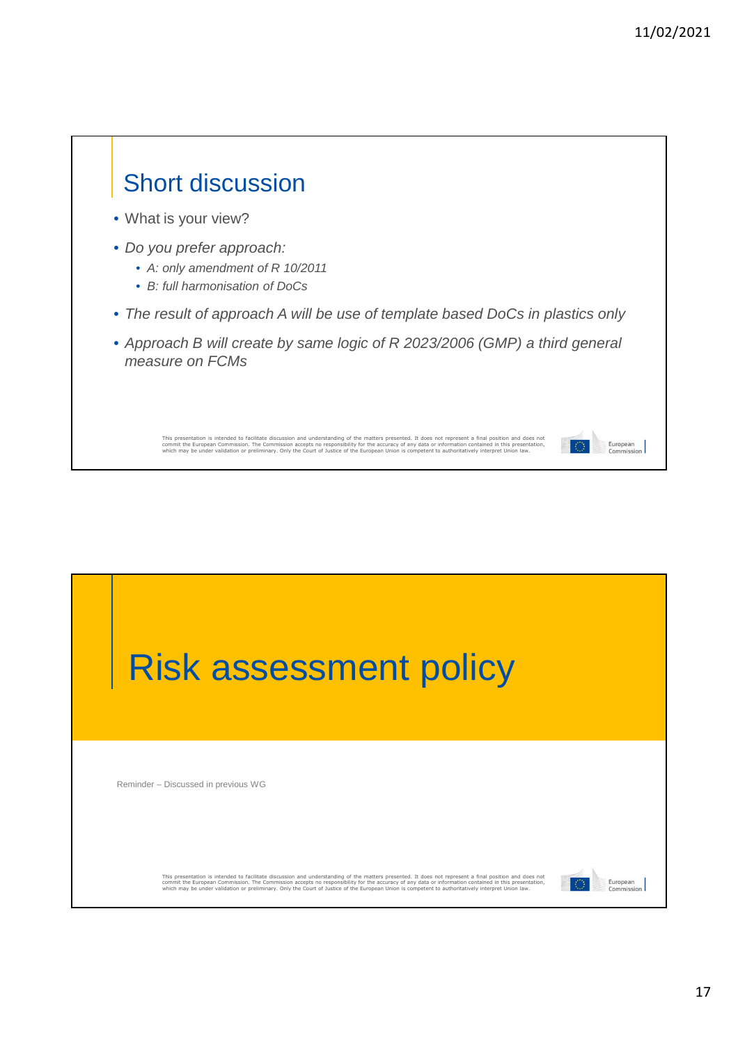## Short discussion

- What is your view?
- *Do you prefer approach:*
  - *A: only amendment of R 10/2011*
  - *B: full harmonisation of DoCs*
- *The result of approach A will be use of template based DoCs in plastics only*
- *Approach B will create by same logic of R 2023/2006 (GMP) a third general measure on FCMs*

This presentation is intended to facilitate discussion and understanding of the matters presented. It does not represent a final position and does not commit the European Commission. The Commission accepts no responsibility for the accuracy of any data or information contained in this presentation, which may be under validation or preliminary. Only the Court of Justice of the European Union is competent to authoritatively interpret Union law.

# Risk assessment policy

Reminder – Discussed in previous WG

This presentation is intended to facilitate discussion and understanding of the matters presented. It does not represent a final position and does not commit the European Commission. The Commission accepts no responsibility for the accuracy of any data or information contained in this presentation, which may be under validation or preliminary. Only the Court of Justice of the European Union is competent to authoritatively interpret Union law.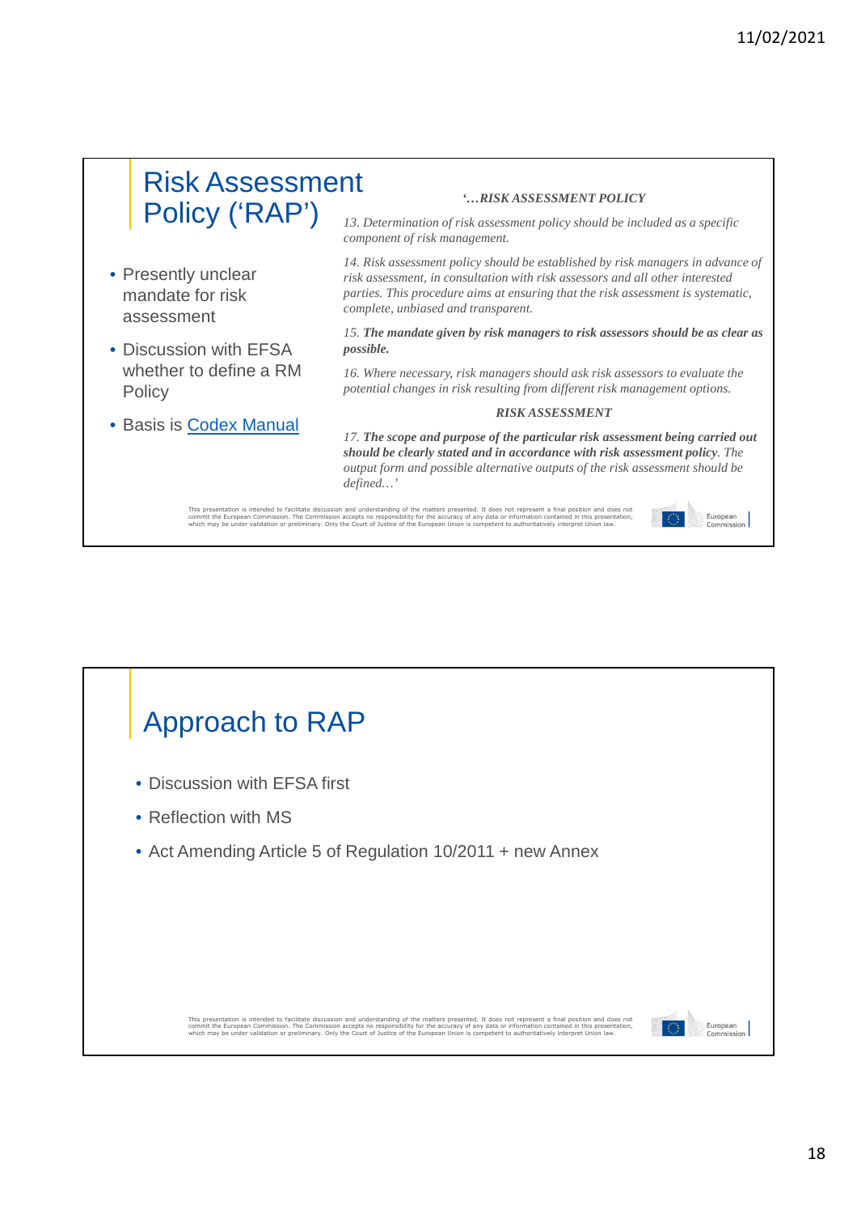## Risk Assessment Policy ('RAP')

- Presently unclear mandate for risk assessment
- Discussion with EFSA whether to define a RM Policy
- Basis is Codex Manual

*'…RISK ASSESSMENT POLICY*

*13. Determination of risk assessment policy should be included as a specific component of risk management.*

*14. Risk assessment policy should be established by risk managers in advance of risk assessment, in consultation with risk assessors and all other interested parties. This procedure aims at ensuring that the risk assessment is systematic, complete, unbiased and transparent.*

*15.* ***The mandate given by risk managers to risk assessors should be as clear as possible.***

*16. Where necessary, risk managers should ask risk assessors to evaluate the potential changes in risk resulting from different risk management options.*

*RISK ASSESSMENT*

*17.* ***The scope and purpose of the particular risk assessment being carried out should be clearly stated and in accordance with risk assessment policy****. The output form and possible alternative outputs of the risk assessment should be defined…'*

This presentation is intended to facilitate discussion and understanding of the matters presented. It does not represent a final position and does not commit the European Commission. The Commission accepts no responsibility for the accuracy of any data or information contained in this presentation, which may be under validation or preliminary. Only the Court of Justice of the European Union is competent to authoritatively interpret Union law.

European Commission

## Approach to RAP

- Discussion with EFSA first
- Reflection with MS
- Act Amending Article 5 of Regulation 10/2011 + new Annex

This presentation is intended to facilitate discussion and understanding of the matters presented. It does not represent a final position and does not commit the European Commission. The Commission accepts no responsibility for the accuracy of any data or information contained in this presentation, which may be under validation or preliminary. Only the Court of Justice of the European Union is competent to authoritatively interpret Union law.

European Commission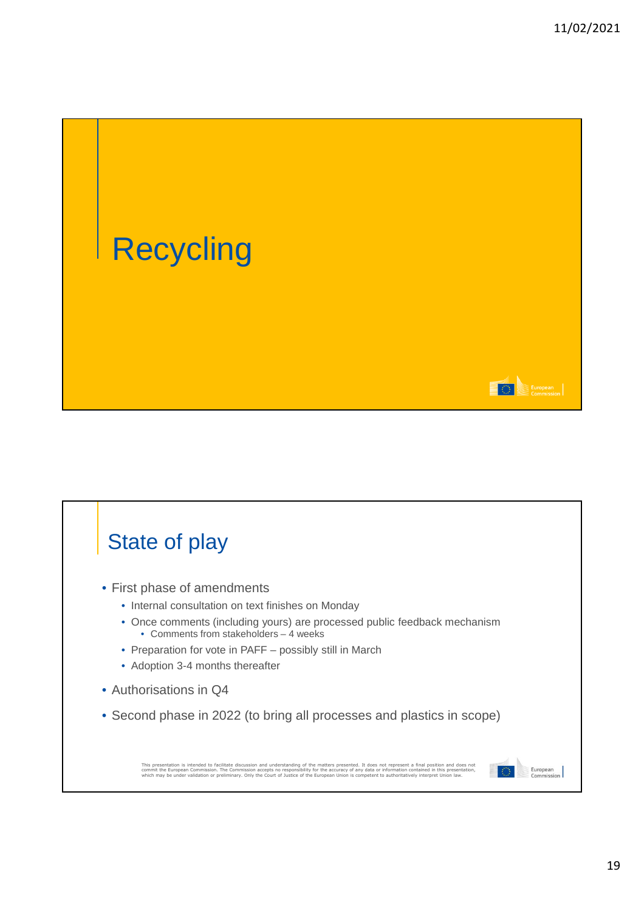# Recycling

## State of play

- First phase of amendments
  - Internal consultation on text finishes on Monday
  - Once comments (including yours) are processed public feedback mechanism
    - Comments from stakeholders – 4 weeks
  - Preparation for vote in PAFF – possibly still in March
  - Adoption 3-4 months thereafter
- Authorisations in Q4
- Second phase in 2022 (to bring all processes and plastics in scope)

This presentation is intended to facilitate discussion and understanding of the matters presented. It does not represent a final position and does not commit the European Commission. The Commission accepts no responsibility for the accuracy of any data or information contained in this presentation, which may be under validation or preliminary. Only the Court of Justice of the European Union is competent to authoritatively interpret Union law.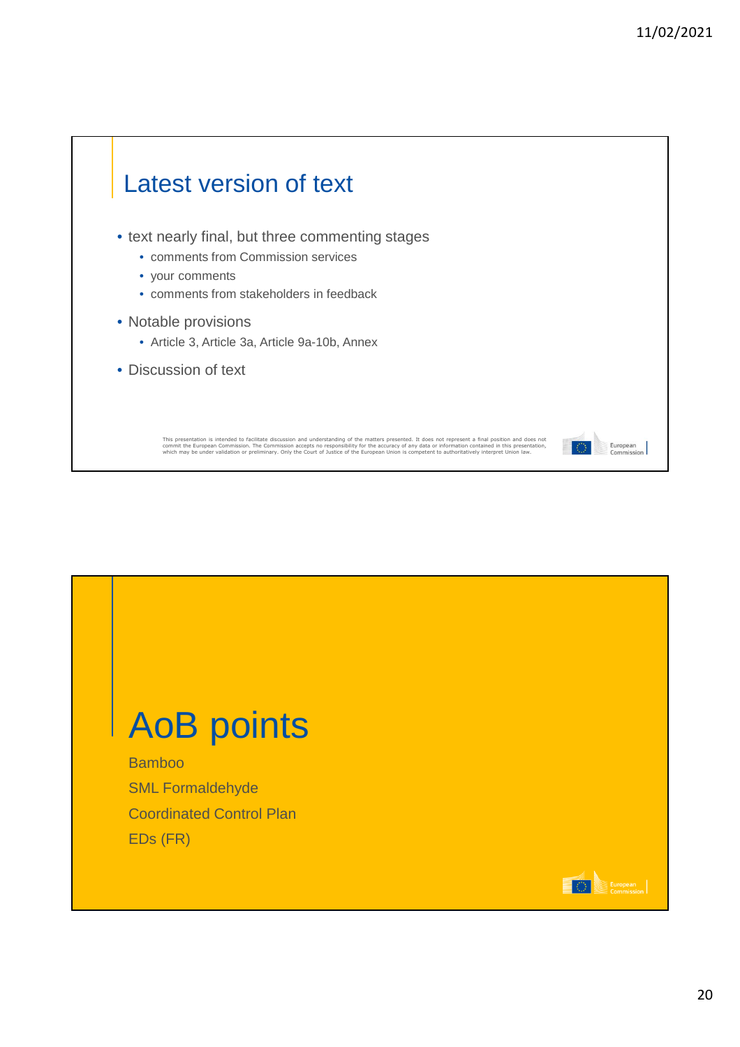## Latest version of text

- text nearly final, but three commenting stages
  - comments from Commission services
  - your comments
  - comments from stakeholders in feedback
- Notable provisions
  - Article 3, Article 3a, Article 9a-10b, Annex
- Discussion of text

This presentation is intended to facilitate discussion and understanding of the matters presented. It does not represent a final position and does not commit the European Commission. The Commission accepts no responsibility for the accuracy of any data or information contained in this presentation, which may be under validation or preliminary. Only the Court of Justice of the European Union is competent to authoritatively interpret Union law.

## AoB points

Bamboo

SML Formaldehyde

Coordinated Control Plan

EDs (FR)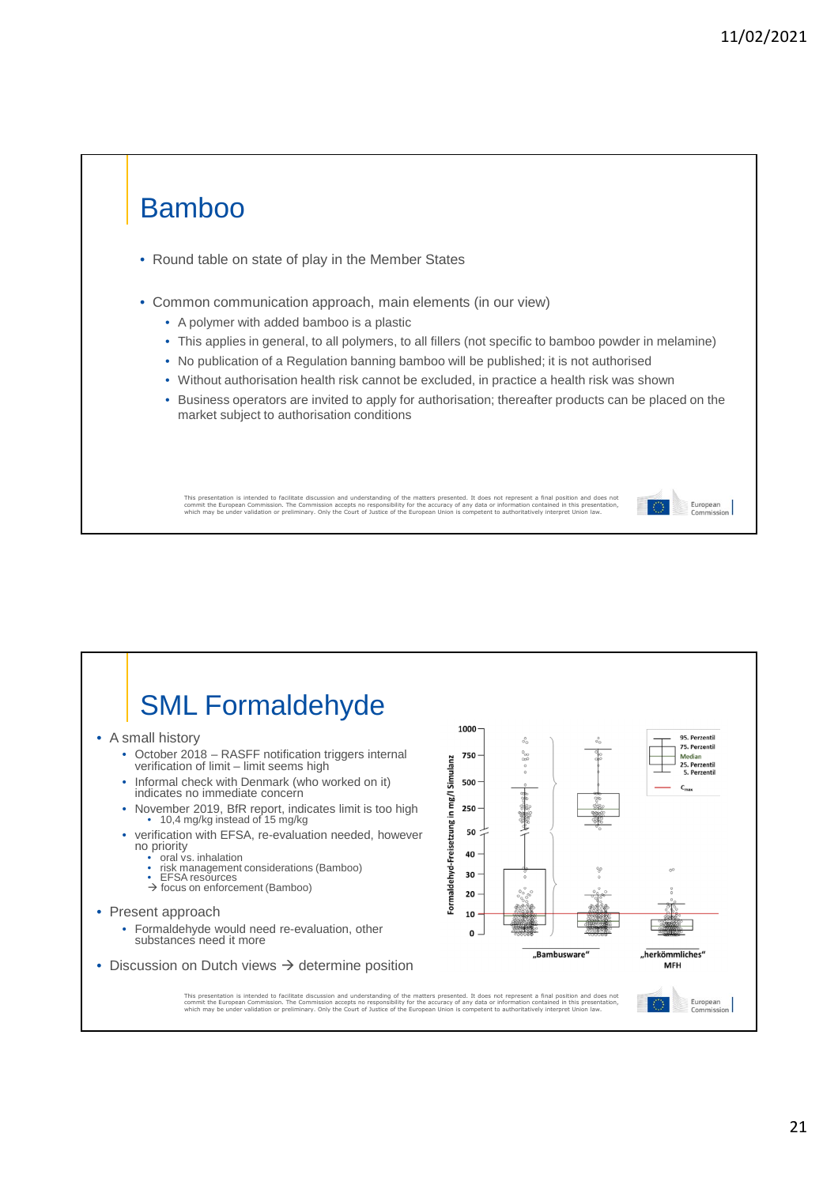# Bamboo

- Round table on state of play in the Member States
- Common communication approach, main elements (in our view)
  - A polymer with added bamboo is a plastic
  - This applies in general, to all polymers, to all fillers (not specific to bamboo powder in melamine)
  - No publication of a Regulation banning bamboo will be published; it is not authorised
  - Without authorisation health risk cannot be excluded, in practice a health risk was shown
  - Business operators are invited to apply for authorisation; thereafter products can be placed on the market subject to authorisation conditions

This presentation is intended to facilitate discussion and understanding of the matters presented. It does not represent a final position and does not commit the European Commission. The Commission accepts no responsibility for the accuracy of any data or information contained in this presentation, which may be under validation or preliminary. Only the Court of Justice of the European Union is competent to authoritatively interpret Union law.

European Commission

# SML Formaldehyde

- A small history
  - October 2018 – RASFF notification triggers internal verification of limit – limit seems high
  - Informal check with Denmark (who worked on it) indicates no immediate concern
  - November 2019, BfR report, indicates limit is too high
    - 10,4 mg/kg instead of 15 mg/kg
  - verification with EFSA, re-evaluation needed, however no priority
    - oral vs. inhalation
    - risk management considerations (Bamboo)
    - EFSA resources

    → focus on enforcement (Bamboo)
- Present approach
  - Formaldehyde would need re-evaluation, other substances need it more
- Discussion on Dutch views → determine position

Formaldehyd-Freisetzung in mg/l Simulanz

1000
750
500
250
50
40
30
20
10
0

95. Perzentil
75. Perzentil
Median
25. Perzentil
5. Perzentil
$c_{max}$

„Bambusware"
„herkömmliches" MFH

This presentation is intended to facilitate discussion and understanding of the matters presented. It does not represent a final position and does not commit the European Commission. The Commission accepts no responsibility for the accuracy of any data or information contained in this presentation, which may be under validation or preliminary. Only the Court of Justice of the European Union is competent to authoritatively interpret Union law.

European Commission